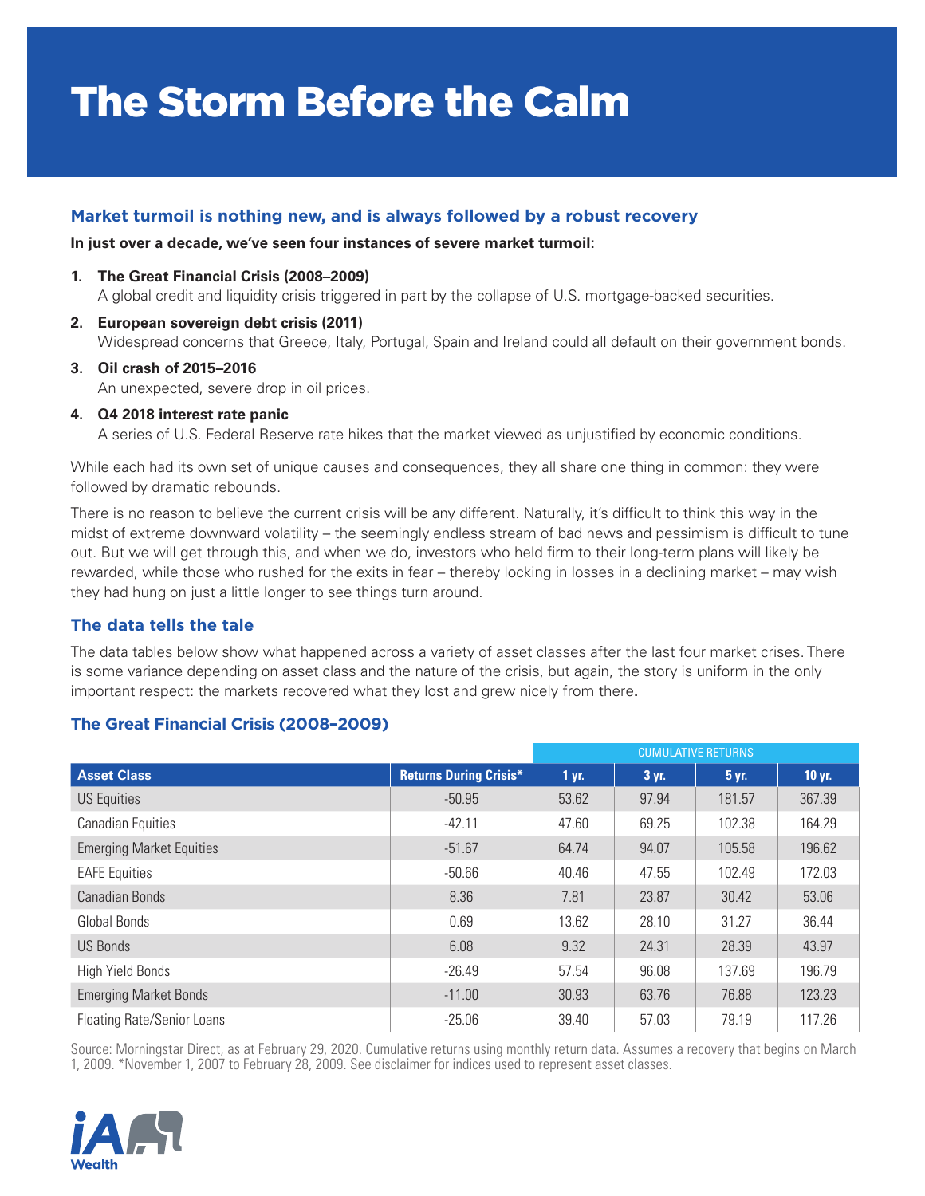# The Storm Before the Calm

## Market turmoil is nothing new, and is always followed by a robust recovery

**In just over a decade, we've seen four instances of severe market turmoil:**

1. **The Great Financial Crisis (2008–2009)**
   A global credit and liquidity crisis triggered in part by the collapse of U.S. mortgage-backed securities.
2. **European sovereign debt crisis (2011)**
   Widespread concerns that Greece, Italy, Portugal, Spain and Ireland could all default on their government bonds.
3. **Oil crash of 2015–2016**
   An unexpected, severe drop in oil prices.
4. **Q4 2018 interest rate panic**
   A series of U.S. Federal Reserve rate hikes that the market viewed as unjustified by economic conditions.

While each had its own set of unique causes and consequences, they all share one thing in common: they were followed by dramatic rebounds.

There is no reason to believe the current crisis will be any different. Naturally, it's difficult to think this way in the midst of extreme downward volatility – the seemingly endless stream of bad news and pessimism is difficult to tune out. But we will get through this, and when we do, investors who held firm to their long-term plans will likely be rewarded, while those who rushed for the exits in fear – thereby locking in losses in a declining market – may wish they had hung on just a little longer to see things turn around.

## The data tells the tale

The data tables below show what happened across a variety of asset classes after the last four market crises. There is some variance depending on asset class and the nature of the crisis, but again, the story is uniform in the only important respect: the markets recovered what they lost and grew nicely from there**.**

## The Great Financial Crisis (2008–2009)

| | | CUMULATIVE RETURNS | | | |
|---|---|---|---|---|---|
| **Asset Class** | **Returns During Crisis*** | **1 yr.** | **3 yr.** | **5 yr.** | **10 yr.** |
| US Equities | -50.95 | 53.62 | 97.94 | 181.57 | 367.39 |
| Canadian Equities | -42.11 | 47.60 | 69.25 | 102.38 | 164.29 |
| Emerging Market Equities | -51.67 | 64.74 | 94.07 | 105.58 | 196.62 |
| EAFE Equities | -50.66 | 40.46 | 47.55 | 102.49 | 172.03 |
| Canadian Bonds | 8.36 | 7.81 | 23.87 | 30.42 | 53.06 |
| Global Bonds | 0.69 | 13.62 | 28.10 | 31.27 | 36.44 |
| US Bonds | 6.08 | 9.32 | 24.31 | 28.39 | 43.97 |
| High Yield Bonds | -26.49 | 57.54 | 96.08 | 137.69 | 196.79 |
| Emerging Market Bonds | -11.00 | 30.93 | 63.76 | 76.88 | 123.23 |
| Floating Rate/Senior Loans | -25.06 | 39.40 | 57.03 | 79.19 | 117.26 |

Source: Morningstar Direct, as at February 29, 2020. Cumulative returns using monthly return data. Assumes a recovery that begins on March 1, 2009. *November 1, 2007 to February 28, 2009. See disclaimer for indices used to represent asset classes.

iA Wealth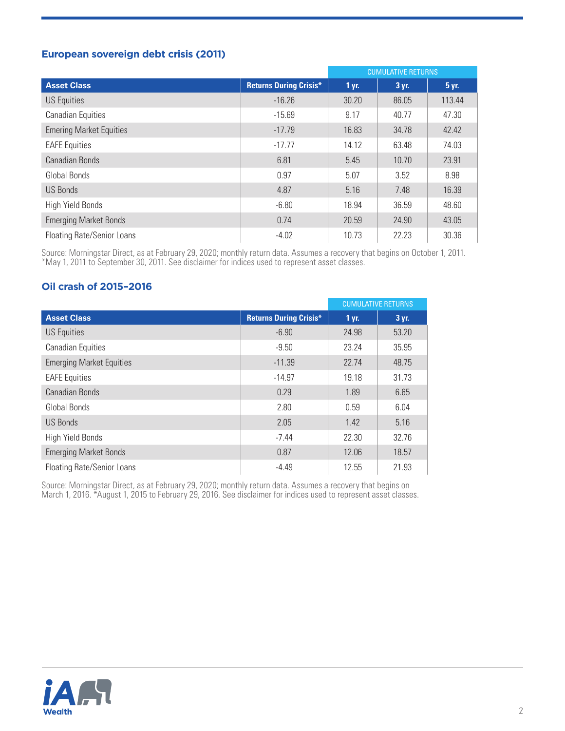### European sovereign debt crisis (2011)

| Asset Class | Returns During Crisis* | CUMULATIVE RETURNS | | |
|---|---|---|---|---|
| | | 1 yr. | 3 yr. | 5 yr. |
| US Equities | -16.26 | 30.20 | 86.05 | 113.44 |
| Canadian Equities | -15.69 | 9.17 | 40.77 | 47.30 |
| Emering Market Equities | -17.79 | 16.83 | 34.78 | 42.42 |
| EAFE Equities | -17.77 | 14.12 | 63.48 | 74.03 |
| Canadian Bonds | 6.81 | 5.45 | 10.70 | 23.91 |
| Global Bonds | 0.97 | 5.07 | 3.52 | 8.98 |
| US Bonds | 4.87 | 5.16 | 7.48 | 16.39 |
| High Yield Bonds | -6.80 | 18.94 | 36.59 | 48.60 |
| Emerging Market Bonds | 0.74 | 20.59 | 24.90 | 43.05 |
| Floating Rate/Senior Loans | -4.02 | 10.73 | 22.23 | 30.36 |

Source: Morningstar Direct, as at February 29, 2020; monthly return data. Assumes a recovery that begins on October 1, 2011. *May 1, 2011 to September 30, 2011. See disclaimer for indices used to represent asset classes.

### Oil crash of 2015–2016

| Asset Class | Returns During Crisis* | CUMULATIVE RETURNS | |
|---|---|---|---|
| | | 1 yr. | 3 yr. |
| US Equities | -6.90 | 24.98 | 53.20 |
| Canadian Equities | -9.50 | 23.24 | 35.95 |
| Emerging Market Equities | -11.39 | 22.74 | 48.75 |
| EAFE Equities | -14.97 | 19.18 | 31.73 |
| Canadian Bonds | 0.29 | 1.89 | 6.65 |
| Global Bonds | 2.80 | 0.59 | 6.04 |
| US Bonds | 2.05 | 1.42 | 5.16 |
| High Yield Bonds | -7.44 | 22.30 | 32.76 |
| Emerging Market Bonds | 0.87 | 12.06 | 18.57 |
| Floating Rate/Senior Loans | -4.49 | 12.55 | 21.93 |

Source: Morningstar Direct, as at February 29, 2020; monthly return data. Assumes a recovery that begins on March 1, 2016. *August 1, 2015 to February 29, 2016. See disclaimer for indices used to represent asset classes.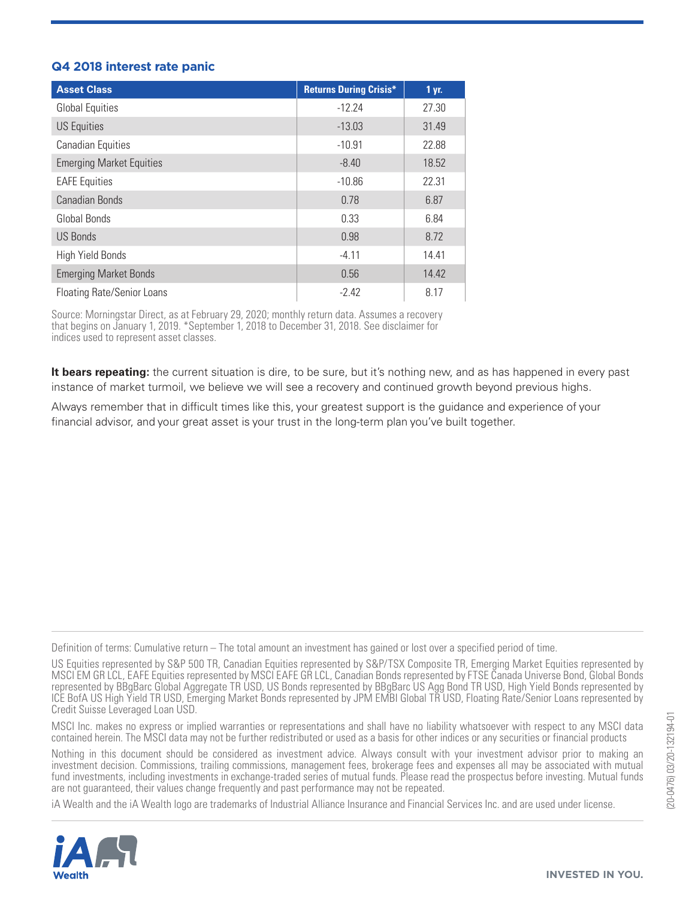## Q4 2018 interest rate panic

| Asset Class | Returns During Crisis* | 1 yr. |
|---|---|---|
| Global Equities | -12.24 | 27.30 |
| US Equities | -13.03 | 31.49 |
| Canadian Equities | -10.91 | 22.88 |
| Emerging Market Equities | -8.40 | 18.52 |
| EAFE Equities | -10.86 | 22.31 |
| Canadian Bonds | 0.78 | 6.87 |
| Global Bonds | 0.33 | 6.84 |
| US Bonds | 0.98 | 8.72 |
| High Yield Bonds | -4.11 | 14.41 |
| Emerging Market Bonds | 0.56 | 14.42 |
| Floating Rate/Senior Loans | -2.42 | 8.17 |

Source: Morningstar Direct, as at February 29, 2020; monthly return data. Assumes a recovery that begins on January 1, 2019. *September 1, 2018 to December 31, 2018. See disclaimer for indices used to represent asset classes.

**It bears repeating:** the current situation is dire, to be sure, but it's nothing new, and as has happened in every past instance of market turmoil, we believe we will see a recovery and continued growth beyond previous highs.

Always remember that in difficult times like this, your greatest support is the guidance and experience of your financial advisor, and your great asset is your trust in the long-term plan you've built together.

---

Definition of terms: Cumulative return – The total amount an investment has gained or lost over a specified period of time.

US Equities represented by S&P 500 TR, Canadian Equities represented by S&P/TSX Composite TR, Emerging Market Equities represented by MSCI EM GR LCL, EAFE Equities represented by MSCI EAFE GR LCL, Canadian Bonds represented by FTSE Canada Universe Bond, Global Bonds represented by BBgBarc Global Aggregate TR USD, US Bonds represented by BBgBarc US Agg Bond TR USD, High Yield Bonds represented by ICE BofA US High Yield TR USD, Emerging Market Bonds represented by JPM EMBI Global TR USD, Floating Rate/Senior Loans represented by Credit Suisse Leveraged Loan USD.

MSCI Inc. makes no express or implied warranties or representations and shall have no liability whatsoever with respect to any MSCI data contained herein. The MSCI data may not be further redistributed or used as a basis for other indices or any securities or financial products

Nothing in this document should be considered as investment advice. Always consult with your investment advisor prior to making an investment decision. Commissions, trailing commissions, management fees, brokerage fees and expenses all may be associated with mutual fund investments, including investments in exchange-traded series of mutual funds. Please read the prospectus before investing. Mutual funds are not guaranteed, their values change frequently and past performance may not be repeated.

iA Wealth and the iA Wealth logo are trademarks of Industrial Alliance Insurance and Financial Services Inc. and are used under license.

(20-0476) 03/20-132194-01

iA Wealth

INVESTED IN YOU.